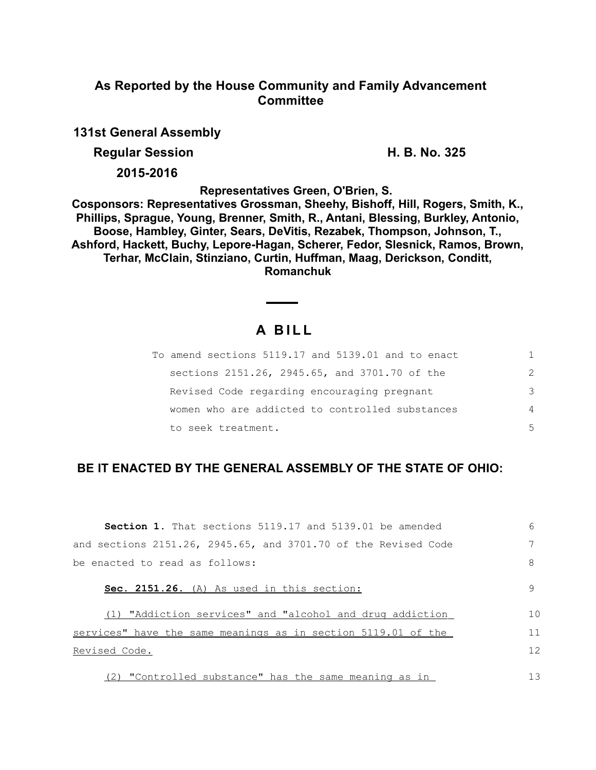## As Reported by the House Community and Family Advancement Committee

**131st General Assembly**

**Regular Session** **H. B. No. 325**

**2015-2016**

**Representatives Green, O'Brien, S.**

**Cosponsors: Representatives Grossman, Sheehy, Bishoff, Hill, Rogers, Smith, K., Phillips, Sprague, Young, Brenner, Smith, R., Antani, Blessing, Burkley, Antonio, Boose, Hambley, Ginter, Sears, DeVitis, Rezabek, Thompson, Johnson, T., Ashford, Hackett, Buchy, Lepore-Hagan, Scherer, Fedor, Slesnick, Ramos, Brown, Terhar, McClain, Stinziano, Curtin, Huffman, Maag, Derickson, Conditt, Romanchuk**

# A BILL

To amend sections 5119.17 and 5139.01 and to enact sections 2151.26, 2945.65, and 3701.70 of the Revised Code regarding encouraging pregnant women who are addicted to controlled substances to seek treatment. 1 2 3 4 5

## BE IT ENACTED BY THE GENERAL ASSEMBLY OF THE STATE OF OHIO:

**Section 1.** That sections 5119.17 and 5139.01 be amended and sections 2151.26, 2945.65, and 3701.70 of the Revised Code be enacted to read as follows: 6 7 8

**Sec. 2151.26.** (A) As used in this section: 9

(1) "Addiction services" and "alcohol and drug addiction services" have the same meanings as in section 5119.01 of the Revised Code. 10 11 12

(2) "Controlled substance" has the same meaning as in 13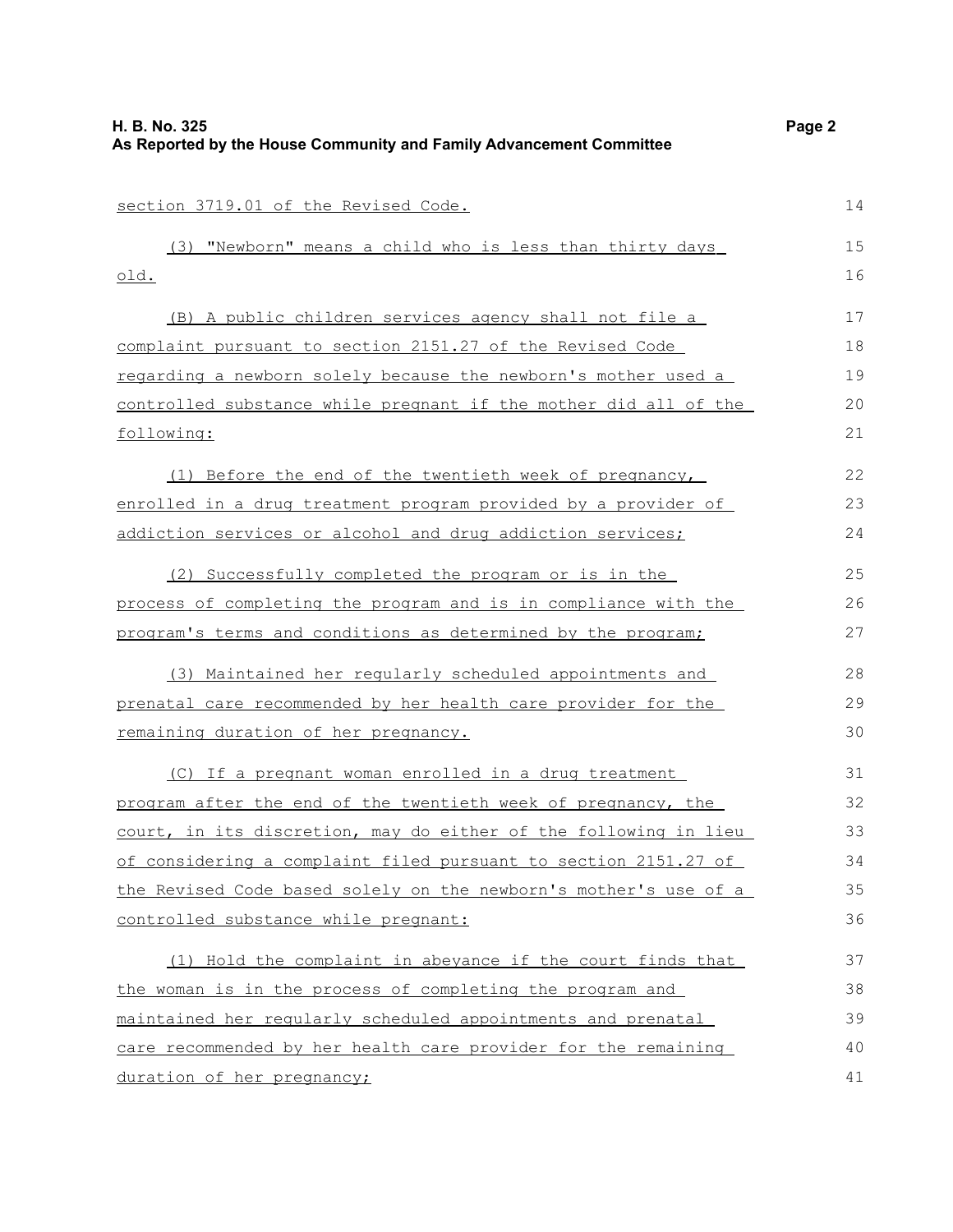section 3719.01 of the Revised Code.

(3) "Newborn" means a child who is less than thirty days old.

(B) A public children services agency shall not file a complaint pursuant to section 2151.27 of the Revised Code regarding a newborn solely because the newborn's mother used a controlled substance while pregnant if the mother did all of the following:

(1) Before the end of the twentieth week of pregnancy, enrolled in a drug treatment program provided by a provider of addiction services or alcohol and drug addiction services;

(2) Successfully completed the program or is in the process of completing the program and is in compliance with the program's terms and conditions as determined by the program;

(3) Maintained her regularly scheduled appointments and prenatal care recommended by her health care provider for the remaining duration of her pregnancy.

(C) If a pregnant woman enrolled in a drug treatment program after the end of the twentieth week of pregnancy, the court, in its discretion, may do either of the following in lieu of considering a complaint filed pursuant to section 2151.27 of the Revised Code based solely on the newborn's mother's use of a controlled substance while pregnant:

(1) Hold the complaint in abeyance if the court finds that the woman is in the process of completing the program and maintained her regularly scheduled appointments and prenatal care recommended by her health care provider for the remaining duration of her pregnancy;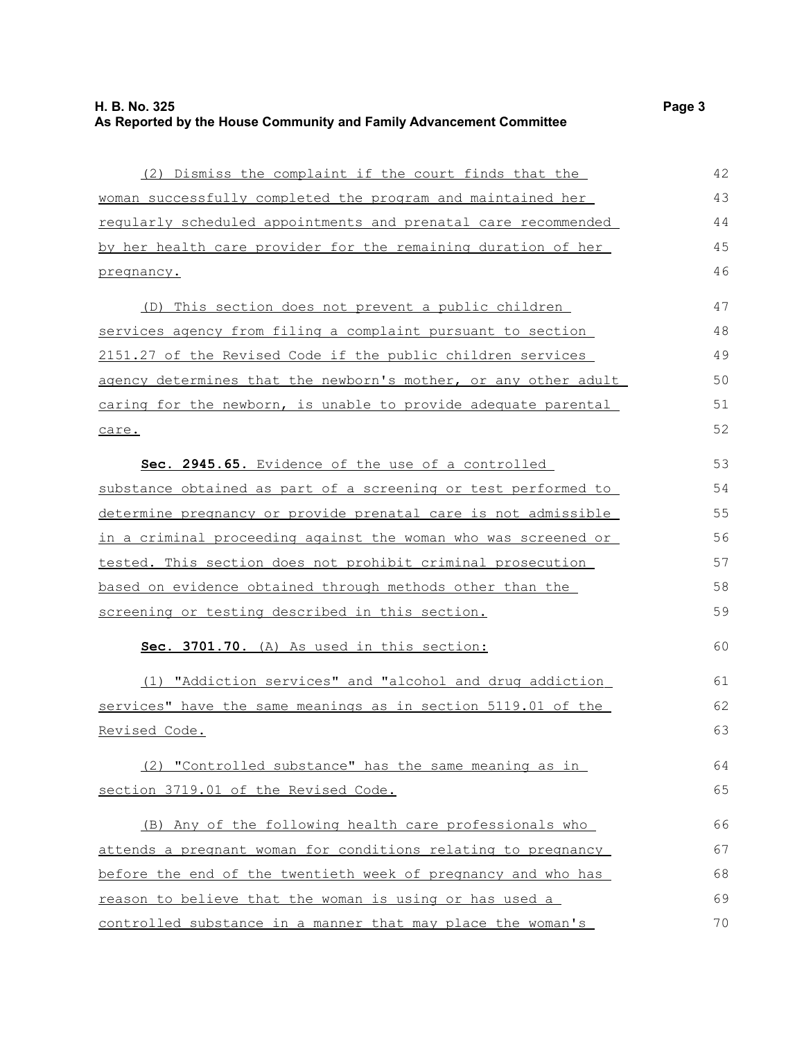(2) Dismiss the complaint if the court finds that the woman successfully completed the program and maintained her regularly scheduled appointments and prenatal care recommended by her health care provider for the remaining duration of her pregnancy.

(D) This section does not prevent a public children services agency from filing a complaint pursuant to section 2151.27 of the Revised Code if the public children services agency determines that the newborn's mother, or any other adult caring for the newborn, is unable to provide adequate parental care.

**Sec. 2945.65.** Evidence of the use of a controlled substance obtained as part of a screening or test performed to determine pregnancy or provide prenatal care is not admissible in a criminal proceeding against the woman who was screened or tested. This section does not prohibit criminal prosecution based on evidence obtained through methods other than the screening or testing described in this section.

**Sec. 3701.70.** (A) As used in this section:

(1) "Addiction services" and "alcohol and drug addiction services" have the same meanings as in section 5119.01 of the Revised Code.

(2) "Controlled substance" has the same meaning as in section 3719.01 of the Revised Code.

(B) Any of the following health care professionals who attends a pregnant woman for conditions relating to pregnancy before the end of the twentieth week of pregnancy and who has reason to believe that the woman is using or has used a controlled substance in a manner that may place the woman's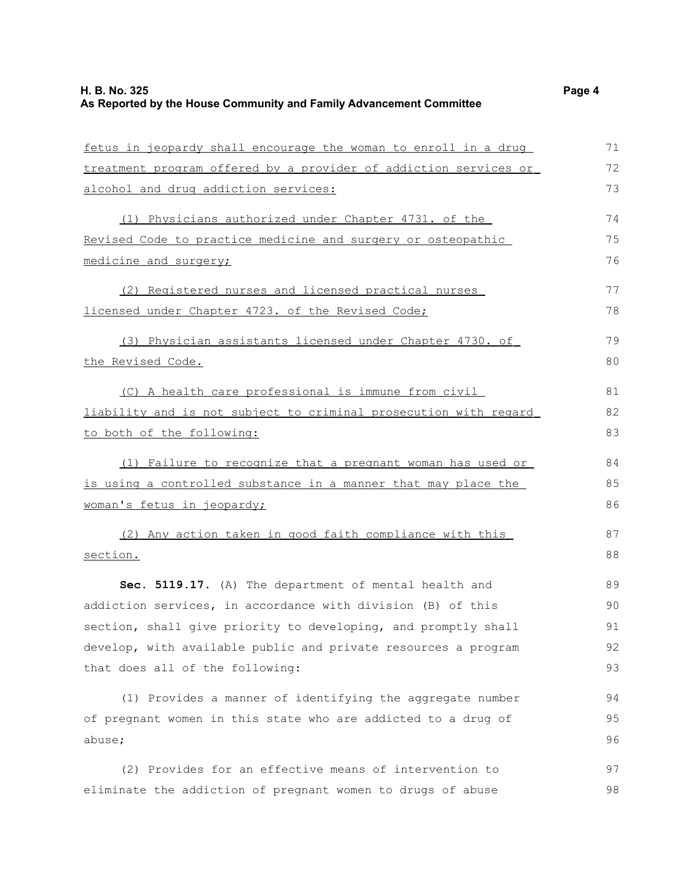fetus in jeopardy shall encourage the woman to enroll in a drug treatment program offered by a provider of addiction services or alcohol and drug addiction services:

(1) Physicians authorized under Chapter 4731. of the Revised Code to practice medicine and surgery or osteopathic medicine and surgery;

(2) Registered nurses and licensed practical nurses licensed under Chapter 4723. of the Revised Code;

(3) Physician assistants licensed under Chapter 4730. of the Revised Code.

(C) A health care professional is immune from civil liability and is not subject to criminal prosecution with regard to both of the following:

(1) Failure to recognize that a pregnant woman has used or is using a controlled substance in a manner that may place the woman's fetus in jeopardy;

(2) Any action taken in good faith compliance with this section.

**Sec. 5119.17.** (A) The department of mental health and addiction services, in accordance with division (B) of this section, shall give priority to developing, and promptly shall develop, with available public and private resources a program that does all of the following:

(1) Provides a manner of identifying the aggregate number of pregnant women in this state who are addicted to a drug of abuse;

(2) Provides for an effective means of intervention to eliminate the addiction of pregnant women to drugs of abuse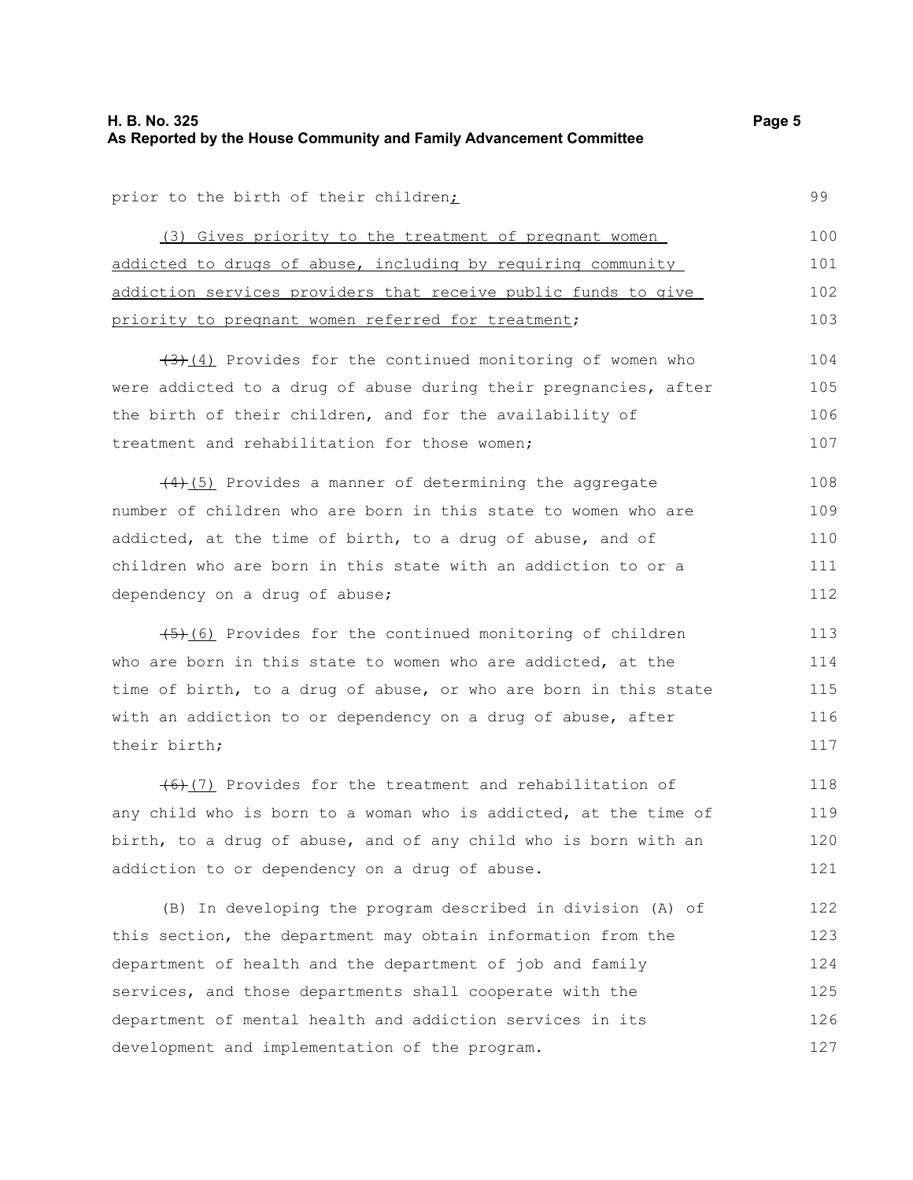prior to the birth of their children;

(3) Gives priority to the treatment of pregnant women addicted to drugs of abuse, including by requiring community addiction services providers that receive public funds to give priority to pregnant women referred for treatment;

~~(3)~~(4) Provides for the continued monitoring of women who were addicted to a drug of abuse during their pregnancies, after the birth of their children, and for the availability of treatment and rehabilitation for those women;

~~(4)~~(5) Provides a manner of determining the aggregate number of children who are born in this state to women who are addicted, at the time of birth, to a drug of abuse, and of children who are born in this state with an addiction to or a dependency on a drug of abuse;

~~(5)~~(6) Provides for the continued monitoring of children who are born in this state to women who are addicted, at the time of birth, to a drug of abuse, or who are born in this state with an addiction to or dependency on a drug of abuse, after their birth;

~~(6)~~(7) Provides for the treatment and rehabilitation of any child who is born to a woman who is addicted, at the time of birth, to a drug of abuse, and of any child who is born with an addiction to or dependency on a drug of abuse.

(B) In developing the program described in division (A) of this section, the department may obtain information from the department of health and the department of job and family services, and those departments shall cooperate with the department of mental health and addiction services in its development and implementation of the program.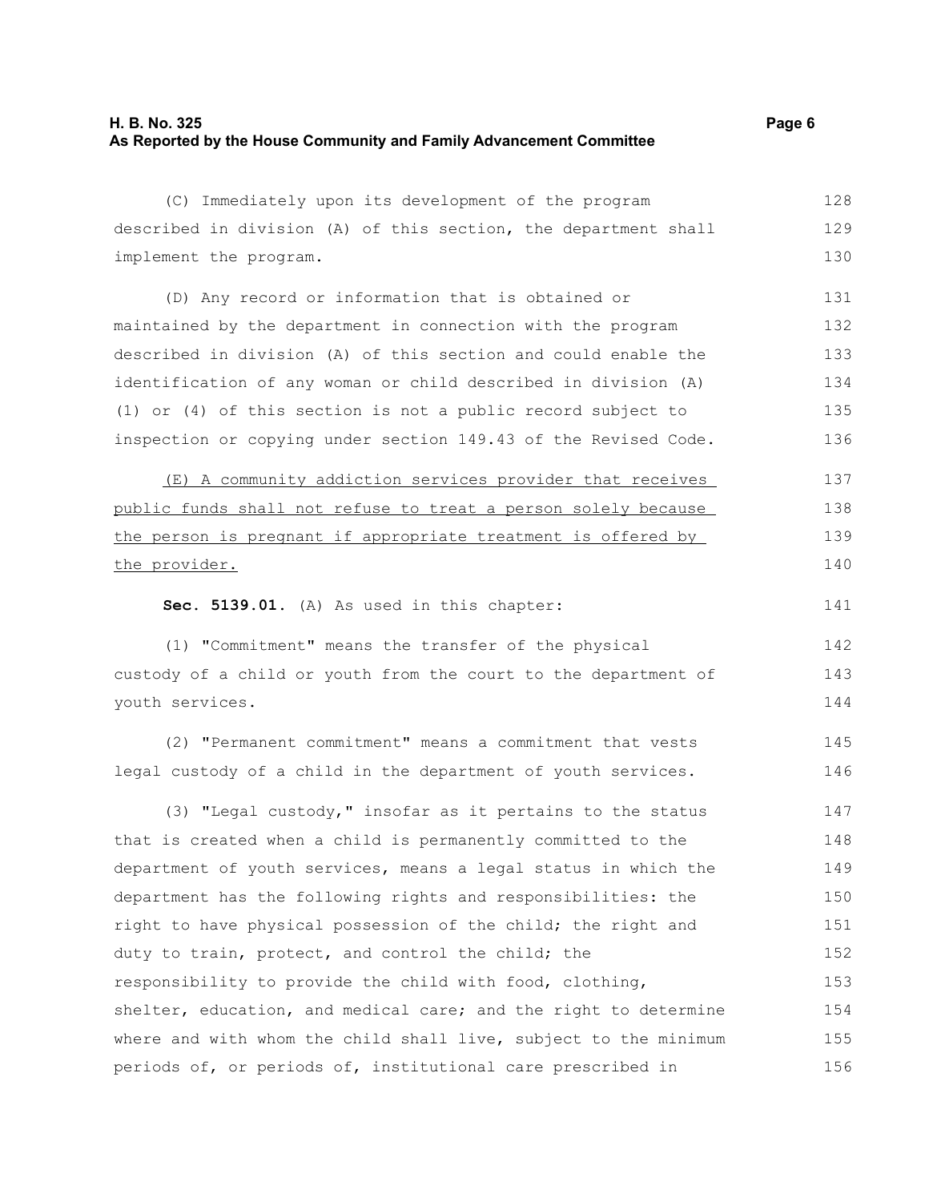(C) Immediately upon its development of the program described in division (A) of this section, the department shall implement the program.

(D) Any record or information that is obtained or maintained by the department in connection with the program described in division (A) of this section and could enable the identification of any woman or child described in division (A)(1) or (4) of this section is not a public record subject to inspection or copying under section 149.43 of the Revised Code.

<u>(E) A community addiction services provider that receives public funds shall not refuse to treat a person solely because the person is pregnant if appropriate treatment is offered by the provider.</u>

**Sec. 5139.01.** (A) As used in this chapter:

(1) "Commitment" means the transfer of the physical custody of a child or youth from the court to the department of youth services.

(2) "Permanent commitment" means a commitment that vests legal custody of a child in the department of youth services.

(3) "Legal custody," insofar as it pertains to the status that is created when a child is permanently committed to the department of youth services, means a legal status in which the department has the following rights and responsibilities: the right to have physical possession of the child; the right and duty to train, protect, and control the child; the responsibility to provide the child with food, clothing, shelter, education, and medical care; and the right to determine where and with whom the child shall live, subject to the minimum periods of, or periods of, institutional care prescribed in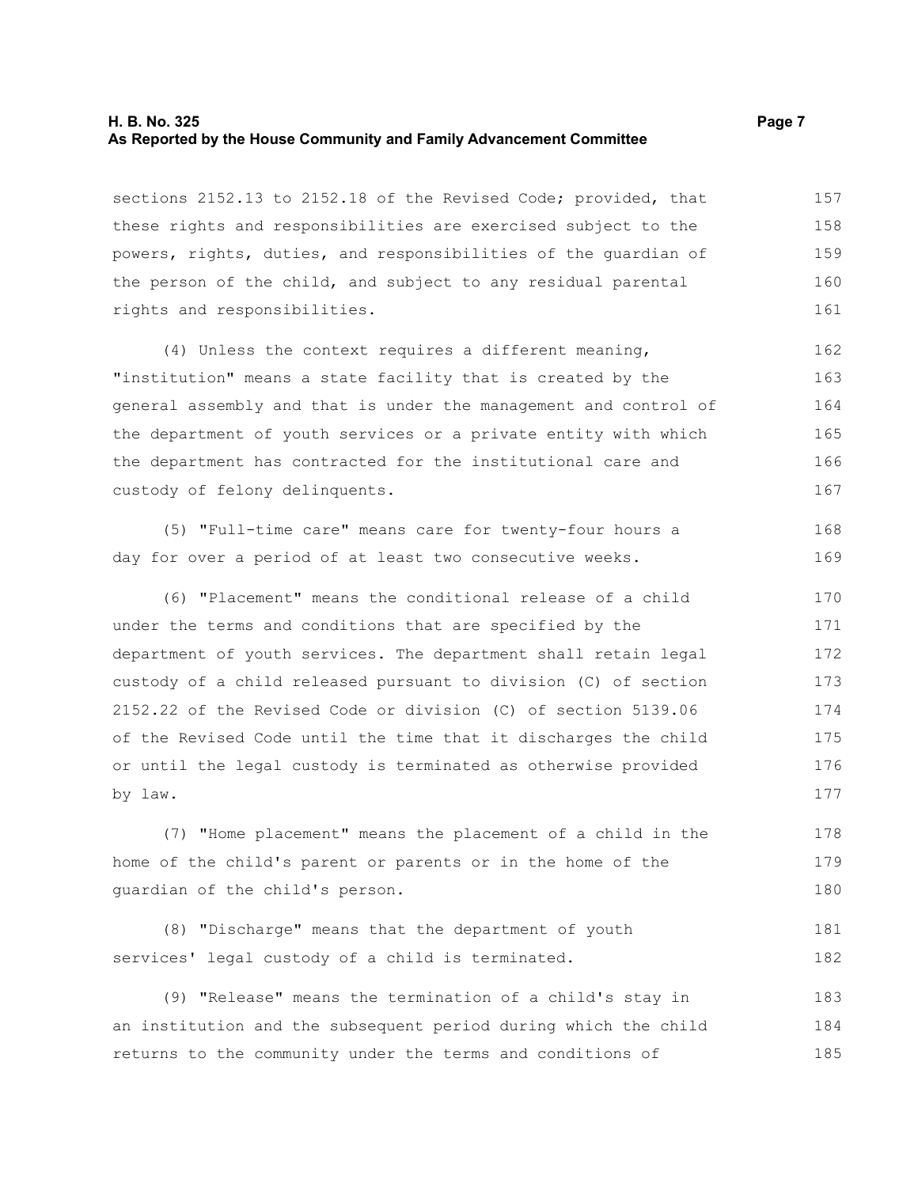sections 2152.13 to 2152.18 of the Revised Code; provided, that these rights and responsibilities are exercised subject to the powers, rights, duties, and responsibilities of the guardian of the person of the child, and subject to any residual parental rights and responsibilities.

(4) Unless the context requires a different meaning, "institution" means a state facility that is created by the general assembly and that is under the management and control of the department of youth services or a private entity with which the department has contracted for the institutional care and custody of felony delinquents.

(5) "Full-time care" means care for twenty-four hours a day for over a period of at least two consecutive weeks.

(6) "Placement" means the conditional release of a child under the terms and conditions that are specified by the department of youth services. The department shall retain legal custody of a child released pursuant to division (C) of section 2152.22 of the Revised Code or division (C) of section 5139.06 of the Revised Code until the time that it discharges the child or until the legal custody is terminated as otherwise provided by law.

(7) "Home placement" means the placement of a child in the home of the child's parent or parents or in the home of the guardian of the child's person.

(8) "Discharge" means that the department of youth services' legal custody of a child is terminated.

(9) "Release" means the termination of a child's stay in an institution and the subsequent period during which the child returns to the community under the terms and conditions of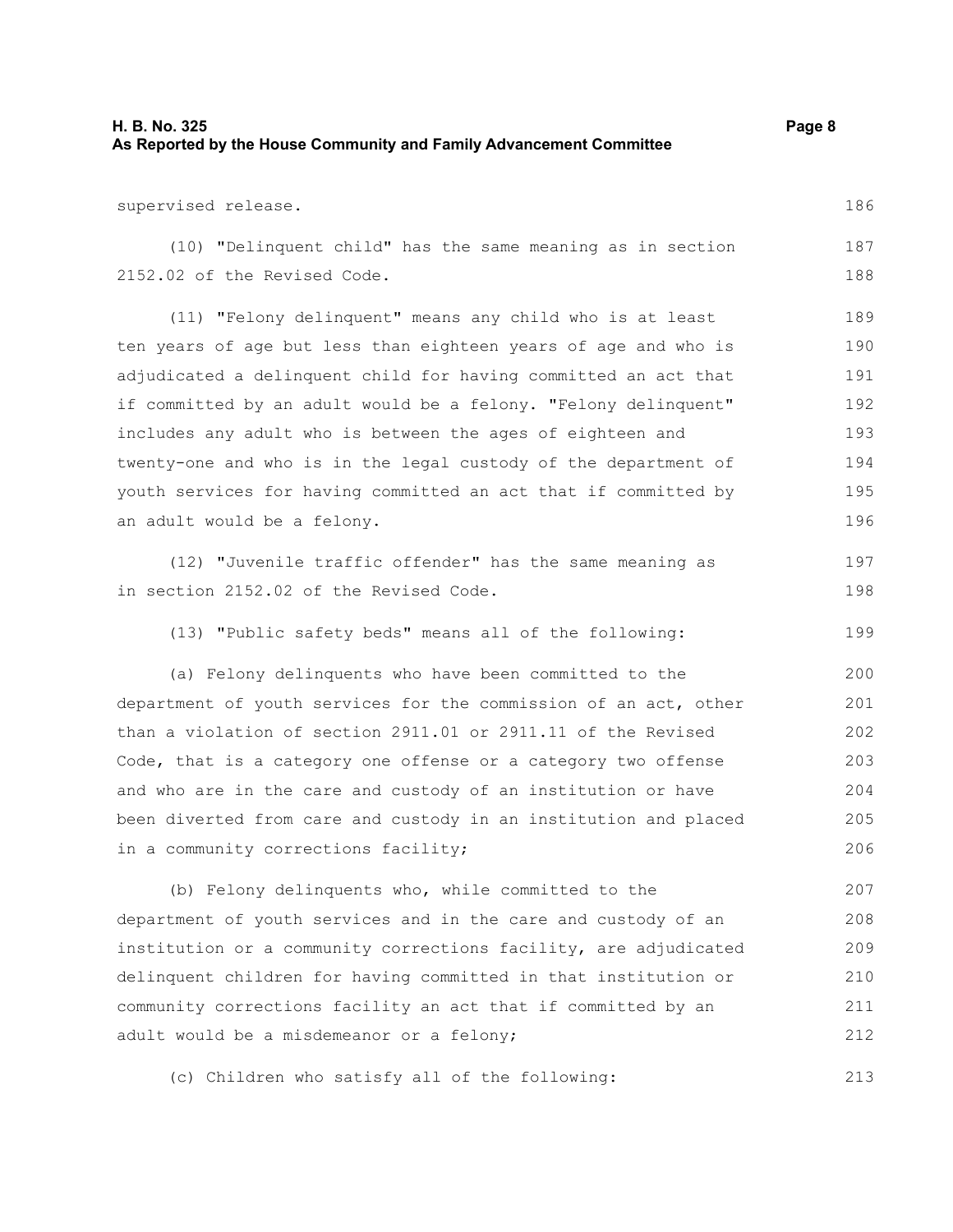supervised release.

(10) "Delinquent child" has the same meaning as in section 2152.02 of the Revised Code.

(11) "Felony delinquent" means any child who is at least ten years of age but less than eighteen years of age and who is adjudicated a delinquent child for having committed an act that if committed by an adult would be a felony. "Felony delinquent" includes any adult who is between the ages of eighteen and twenty-one and who is in the legal custody of the department of youth services for having committed an act that if committed by an adult would be a felony.

(12) "Juvenile traffic offender" has the same meaning as in section 2152.02 of the Revised Code.

(13) "Public safety beds" means all of the following:

(a) Felony delinquents who have been committed to the department of youth services for the commission of an act, other than a violation of section 2911.01 or 2911.11 of the Revised Code, that is a category one offense or a category two offense and who are in the care and custody of an institution or have been diverted from care and custody in an institution and placed in a community corrections facility;

(b) Felony delinquents who, while committed to the department of youth services and in the care and custody of an institution or a community corrections facility, are adjudicated delinquent children for having committed in that institution or community corrections facility an act that if committed by an adult would be a misdemeanor or a felony;

(c) Children who satisfy all of the following: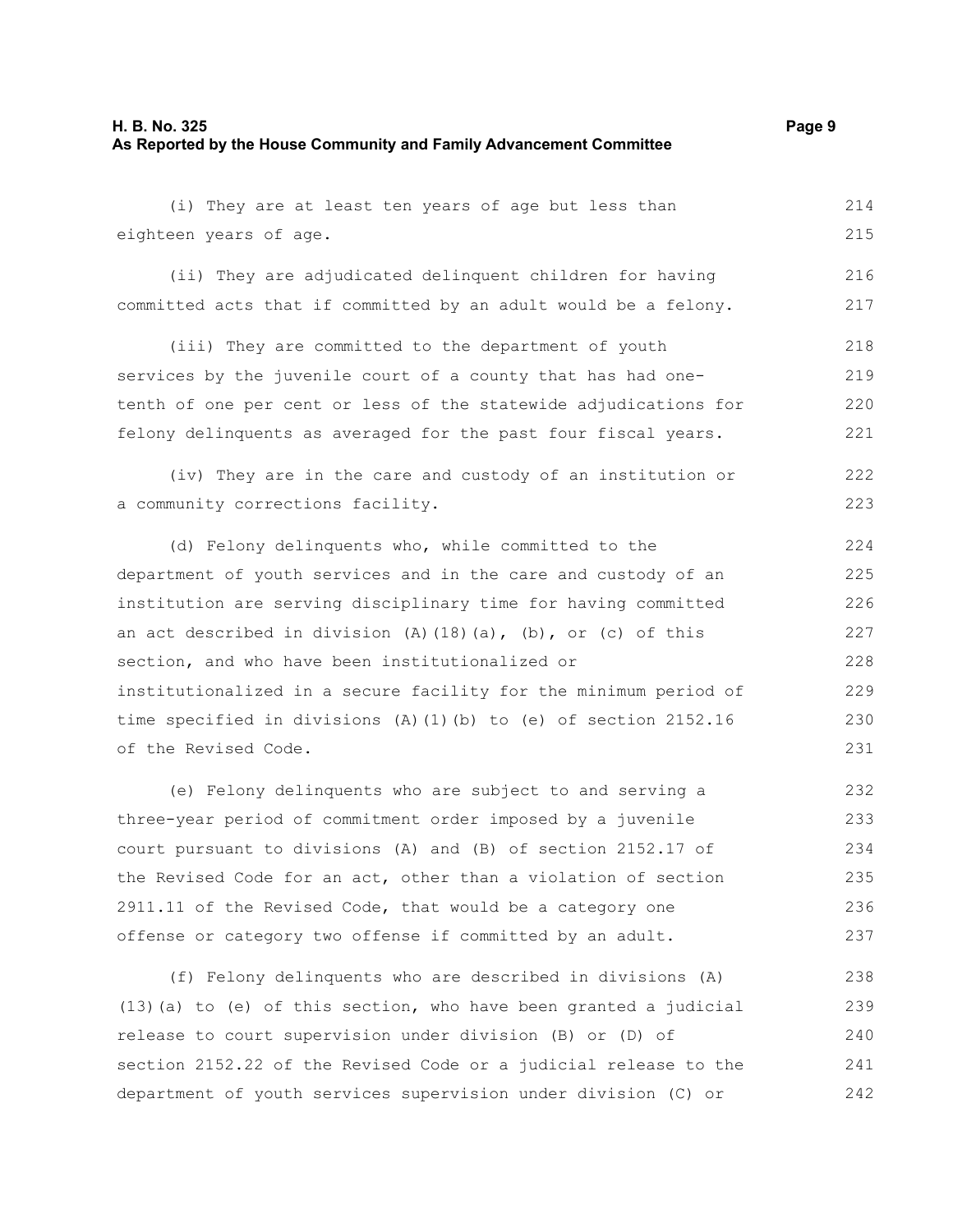(i) They are at least ten years of age but less than eighteen years of age.

(ii) They are adjudicated delinquent children for having committed acts that if committed by an adult would be a felony.

(iii) They are committed to the department of youth services by the juvenile court of a county that has had one-tenth of one per cent or less of the statewide adjudications for felony delinquents as averaged for the past four fiscal years.

(iv) They are in the care and custody of an institution or a community corrections facility.

(d) Felony delinquents who, while committed to the department of youth services and in the care and custody of an institution are serving disciplinary time for having committed an act described in division (A)(18)(a), (b), or (c) of this section, and who have been institutionalized or institutionalized in a secure facility for the minimum period of time specified in divisions (A)(1)(b) to (e) of section 2152.16 of the Revised Code.

(e) Felony delinquents who are subject to and serving a three-year period of commitment order imposed by a juvenile court pursuant to divisions (A) and (B) of section 2152.17 of the Revised Code for an act, other than a violation of section 2911.11 of the Revised Code, that would be a category one offense or category two offense if committed by an adult.

(f) Felony delinquents who are described in divisions (A)(13)(a) to (e) of this section, who have been granted a judicial release to court supervision under division (B) or (D) of section 2152.22 of the Revised Code or a judicial release to the department of youth services supervision under division (C) or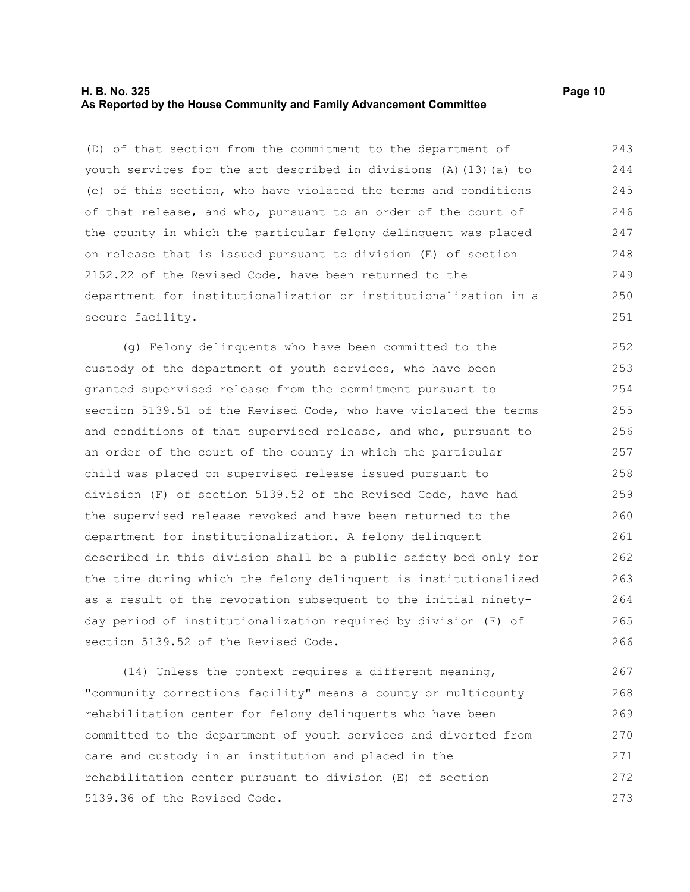(D) of that section from the commitment to the department of youth services for the act described in divisions (A)(13)(a) to (e) of this section, who have violated the terms and conditions of that release, and who, pursuant to an order of the court of the county in which the particular felony delinquent was placed on release that is issued pursuant to division (E) of section 2152.22 of the Revised Code, have been returned to the department for institutionalization or institutionalization in a secure facility.

(g) Felony delinquents who have been committed to the custody of the department of youth services, who have been granted supervised release from the commitment pursuant to section 5139.51 of the Revised Code, who have violated the terms and conditions of that supervised release, and who, pursuant to an order of the court of the county in which the particular child was placed on supervised release issued pursuant to division (F) of section 5139.52 of the Revised Code, have had the supervised release revoked and have been returned to the department for institutionalization. A felony delinquent described in this division shall be a public safety bed only for the time during which the felony delinquent is institutionalized as a result of the revocation subsequent to the initial ninety-day period of institutionalization required by division (F) of section 5139.52 of the Revised Code.

(14) Unless the context requires a different meaning, "community corrections facility" means a county or multicounty rehabilitation center for felony delinquents who have been committed to the department of youth services and diverted from care and custody in an institution and placed in the rehabilitation center pursuant to division (E) of section 5139.36 of the Revised Code.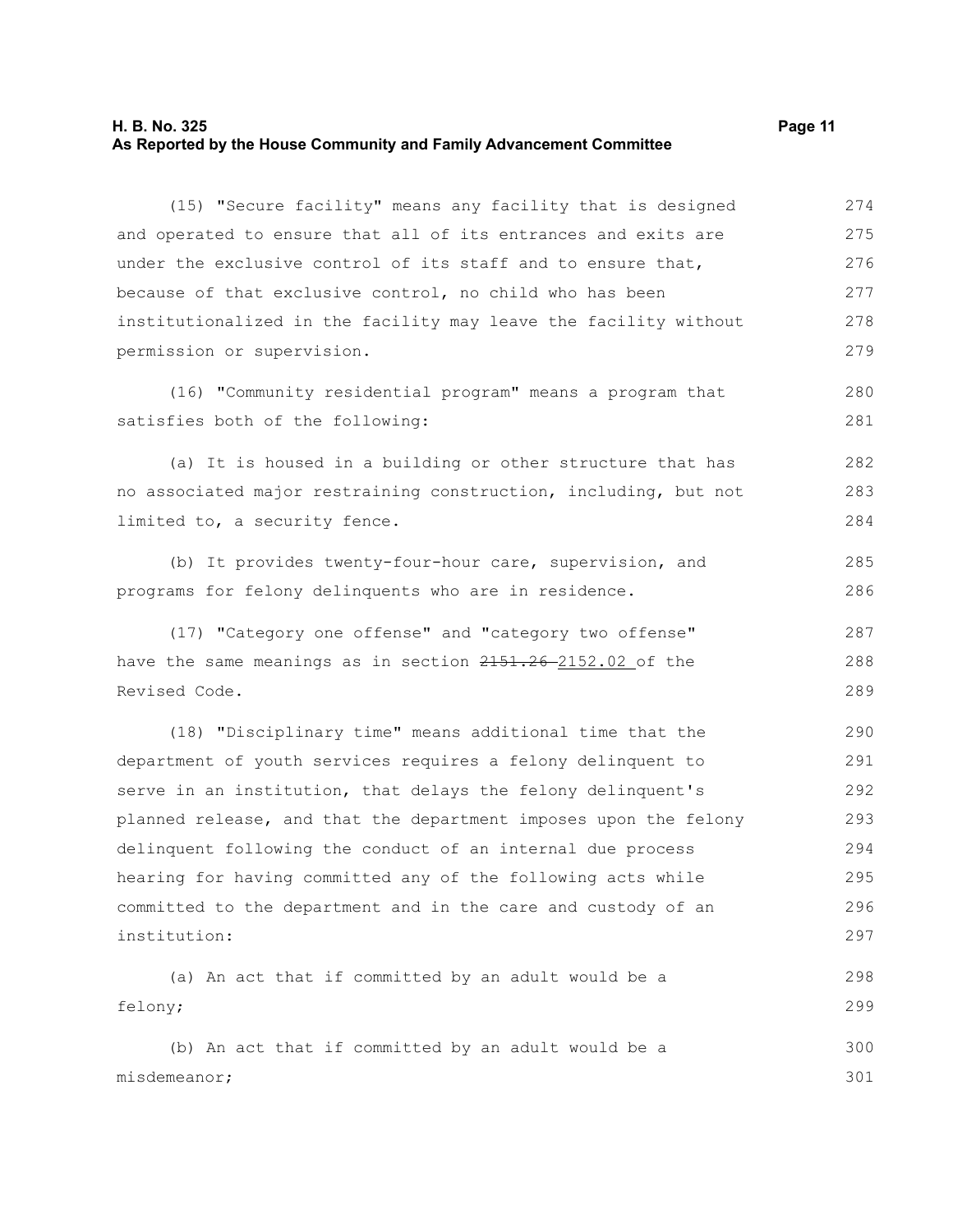(15) "Secure facility" means any facility that is designed and operated to ensure that all of its entrances and exits are under the exclusive control of its staff and to ensure that, because of that exclusive control, no child who has been institutionalized in the facility may leave the facility without permission or supervision.

(16) "Community residential program" means a program that satisfies both of the following:

(a) It is housed in a building or other structure that has no associated major restraining construction, including, but not limited to, a security fence.

(b) It provides twenty-four-hour care, supervision, and programs for felony delinquents who are in residence.

(17) "Category one offense" and "category two offense" have the same meanings as in section ~~2151.26~~ 2152.02 of the Revised Code.

(18) "Disciplinary time" means additional time that the department of youth services requires a felony delinquent to serve in an institution, that delays the felony delinquent's planned release, and that the department imposes upon the felony delinquent following the conduct of an internal due process hearing for having committed any of the following acts while committed to the department and in the care and custody of an institution:

(a) An act that if committed by an adult would be a felony;

(b) An act that if committed by an adult would be a misdemeanor;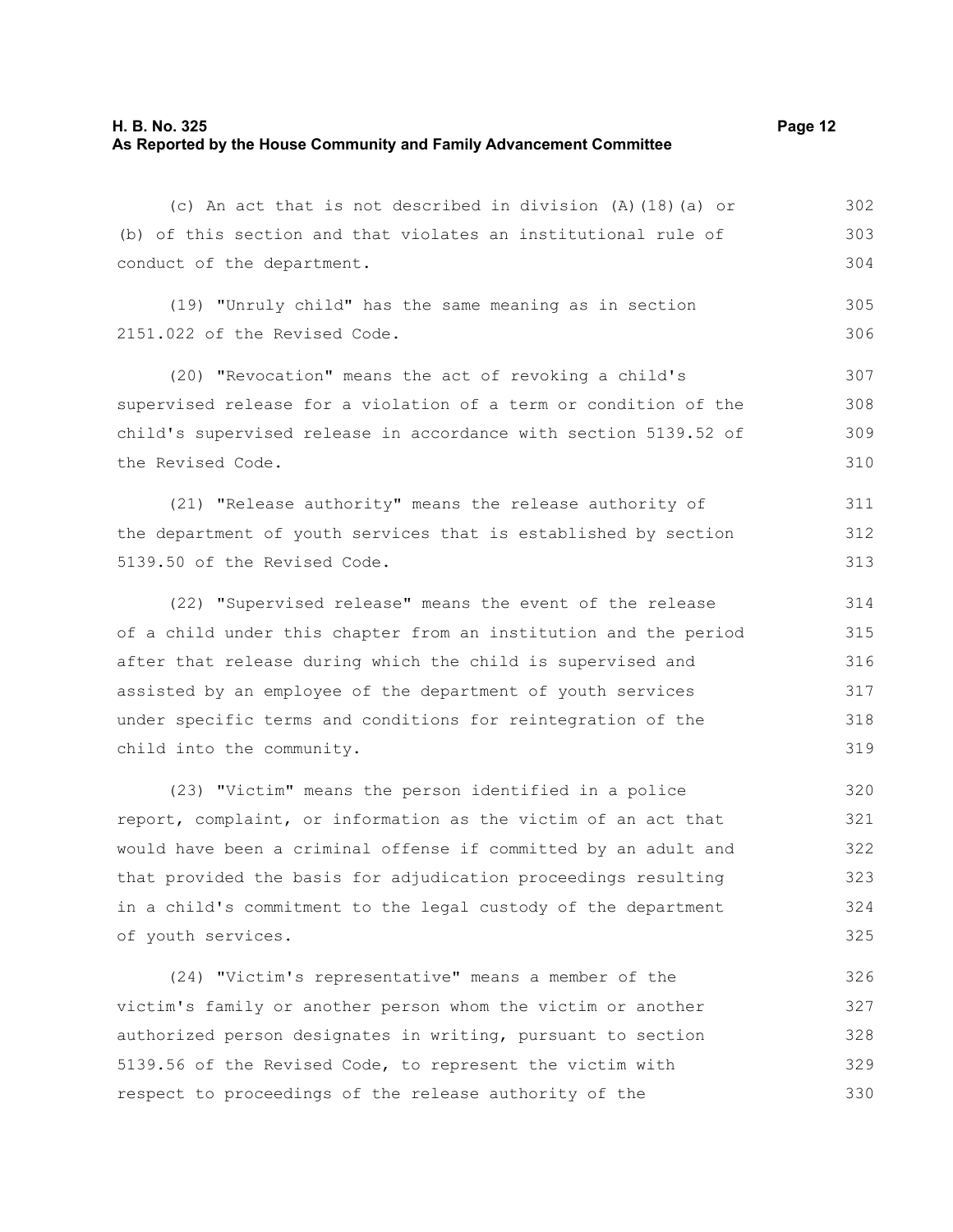(c) An act that is not described in division (A)(18)(a) or (b) of this section and that violates an institutional rule of conduct of the department.

(19) "Unruly child" has the same meaning as in section 2151.022 of the Revised Code.

(20) "Revocation" means the act of revoking a child's supervised release for a violation of a term or condition of the child's supervised release in accordance with section 5139.52 of the Revised Code.

(21) "Release authority" means the release authority of the department of youth services that is established by section 5139.50 of the Revised Code.

(22) "Supervised release" means the event of the release of a child under this chapter from an institution and the period after that release during which the child is supervised and assisted by an employee of the department of youth services under specific terms and conditions for reintegration of the child into the community.

(23) "Victim" means the person identified in a police report, complaint, or information as the victim of an act that would have been a criminal offense if committed by an adult and that provided the basis for adjudication proceedings resulting in a child's commitment to the legal custody of the department of youth services.

(24) "Victim's representative" means a member of the victim's family or another person whom the victim or another authorized person designates in writing, pursuant to section 5139.56 of the Revised Code, to represent the victim with respect to proceedings of the release authority of the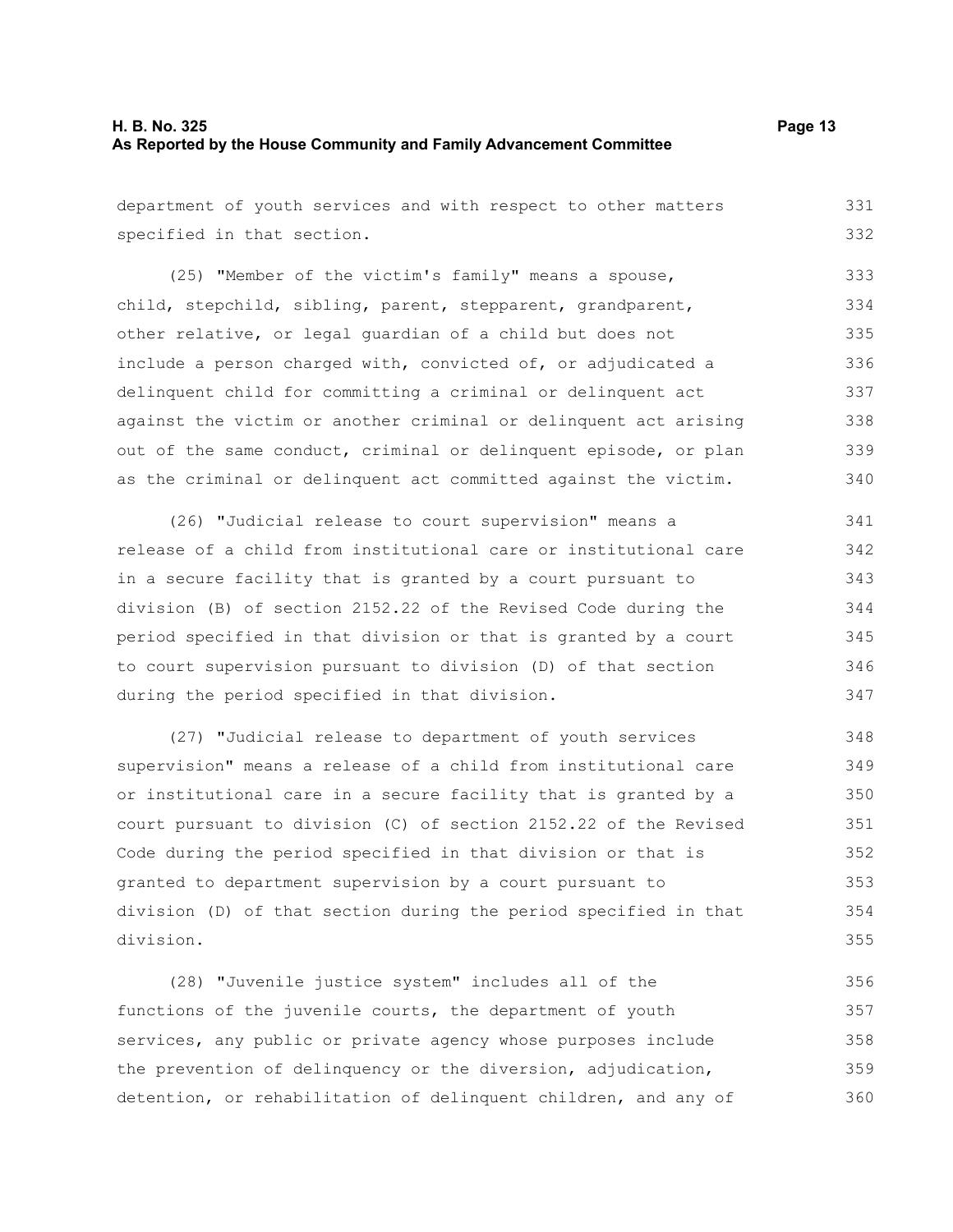department of youth services and with respect to other matters specified in that section.

(25) "Member of the victim's family" means a spouse, child, stepchild, sibling, parent, stepparent, grandparent, other relative, or legal guardian of a child but does not include a person charged with, convicted of, or adjudicated a delinquent child for committing a criminal or delinquent act against the victim or another criminal or delinquent act arising out of the same conduct, criminal or delinquent episode, or plan as the criminal or delinquent act committed against the victim.

(26) "Judicial release to court supervision" means a release of a child from institutional care or institutional care in a secure facility that is granted by a court pursuant to division (B) of section 2152.22 of the Revised Code during the period specified in that division or that is granted by a court to court supervision pursuant to division (D) of that section during the period specified in that division.

(27) "Judicial release to department of youth services supervision" means a release of a child from institutional care or institutional care in a secure facility that is granted by a court pursuant to division (C) of section 2152.22 of the Revised Code during the period specified in that division or that is granted to department supervision by a court pursuant to division (D) of that section during the period specified in that division.

(28) "Juvenile justice system" includes all of the functions of the juvenile courts, the department of youth services, any public or private agency whose purposes include the prevention of delinquency or the diversion, adjudication, detention, or rehabilitation of delinquent children, and any of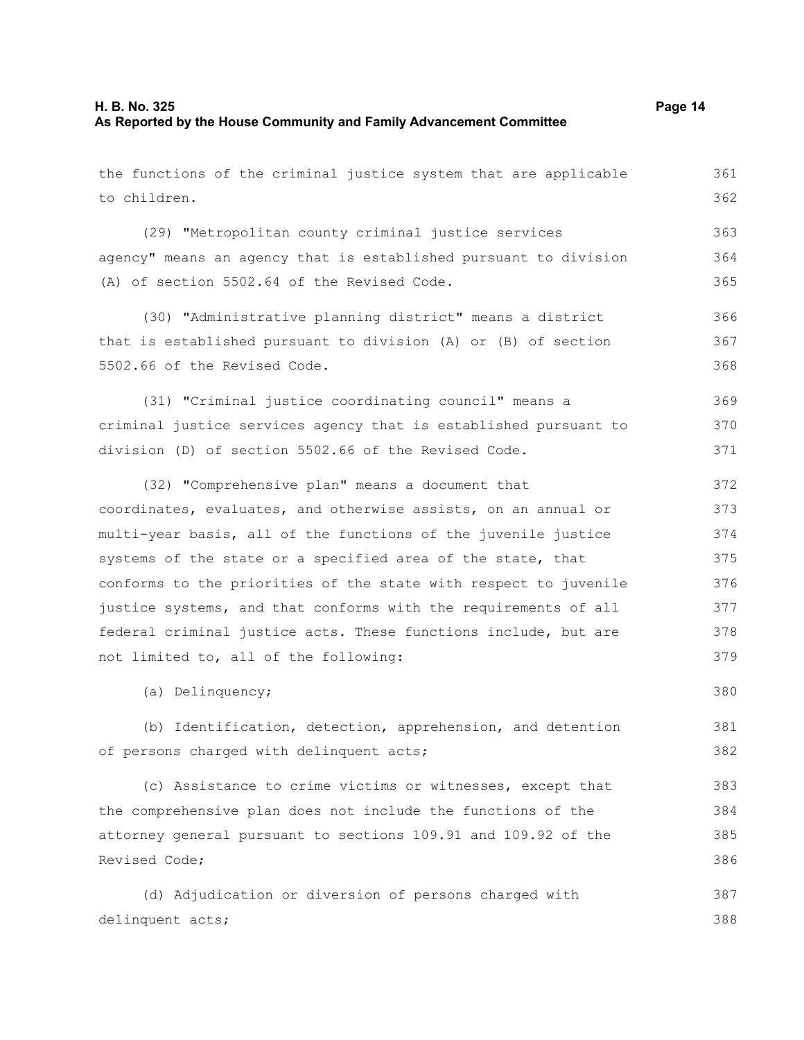the functions of the criminal justice system that are applicable to children.

(29) "Metropolitan county criminal justice services agency" means an agency that is established pursuant to division (A) of section 5502.64 of the Revised Code.

(30) "Administrative planning district" means a district that is established pursuant to division (A) or (B) of section 5502.66 of the Revised Code.

(31) "Criminal justice coordinating council" means a criminal justice services agency that is established pursuant to division (D) of section 5502.66 of the Revised Code.

(32) "Comprehensive plan" means a document that coordinates, evaluates, and otherwise assists, on an annual or multi-year basis, all of the functions of the juvenile justice systems of the state or a specified area of the state, that conforms to the priorities of the state with respect to juvenile justice systems, and that conforms with the requirements of all federal criminal justice acts. These functions include, but are not limited to, all of the following:

(a) Delinquency;

(b) Identification, detection, apprehension, and detention of persons charged with delinquent acts;

(c) Assistance to crime victims or witnesses, except that the comprehensive plan does not include the functions of the attorney general pursuant to sections 109.91 and 109.92 of the Revised Code;

(d) Adjudication or diversion of persons charged with delinquent acts;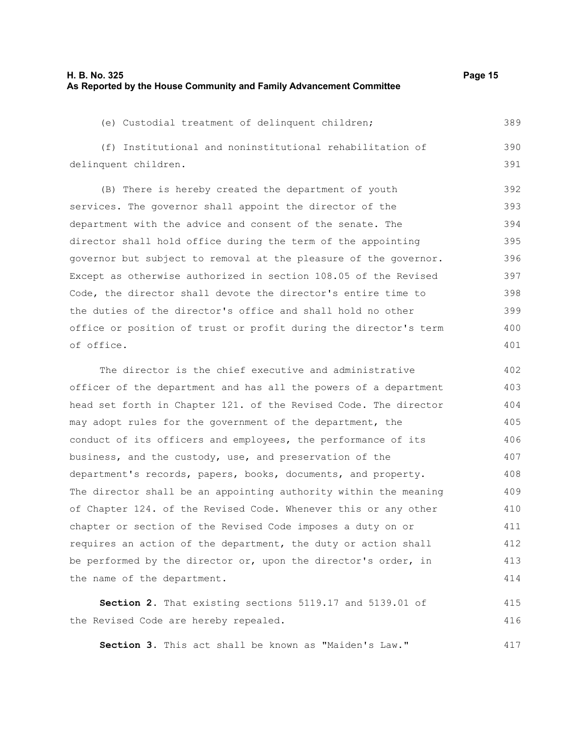(e) Custodial treatment of delinquent children;

(f) Institutional and noninstitutional rehabilitation of delinquent children.

(B) There is hereby created the department of youth services. The governor shall appoint the director of the department with the advice and consent of the senate. The director shall hold office during the term of the appointing governor but subject to removal at the pleasure of the governor. Except as otherwise authorized in section 108.05 of the Revised Code, the director shall devote the director's entire time to the duties of the director's office and shall hold no other office or position of trust or profit during the director's term of office.

The director is the chief executive and administrative officer of the department and has all the powers of a department head set forth in Chapter 121. of the Revised Code. The director may adopt rules for the government of the department, the conduct of its officers and employees, the performance of its business, and the custody, use, and preservation of the department's records, papers, books, documents, and property. The director shall be an appointing authority within the meaning of Chapter 124. of the Revised Code. Whenever this or any other chapter or section of the Revised Code imposes a duty on or requires an action of the department, the duty or action shall be performed by the director or, upon the director's order, in the name of the department.

**Section 2.** That existing sections 5119.17 and 5139.01 of the Revised Code are hereby repealed.

**Section 3.** This act shall be known as "Maiden's Law."